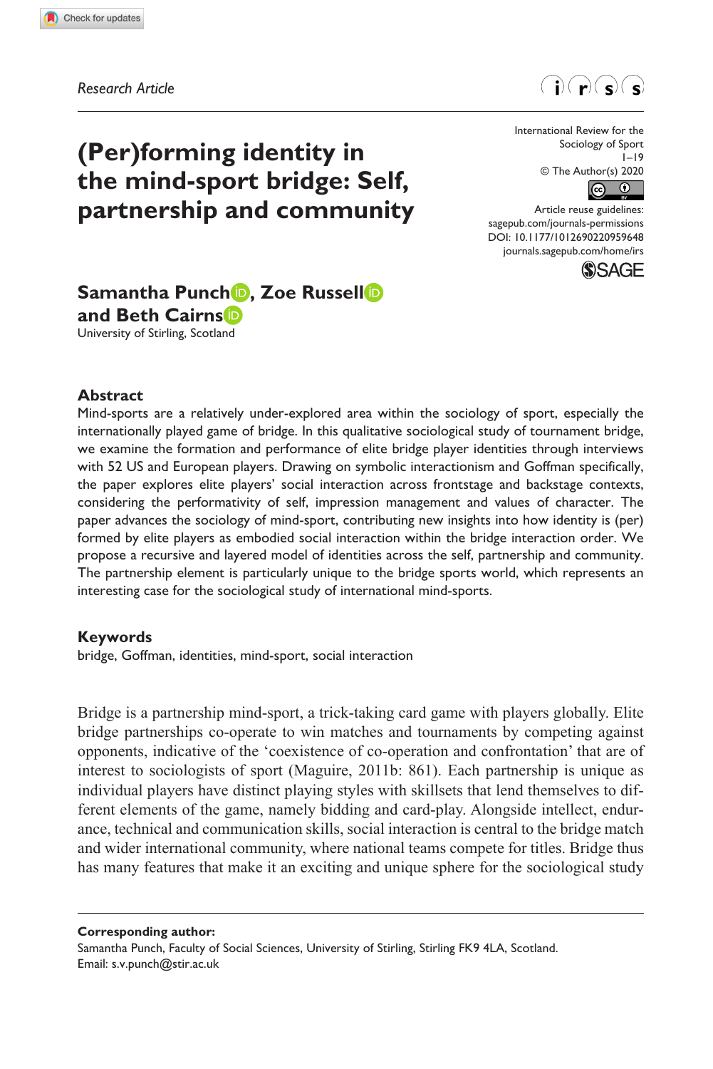*Research Article*

# (Per)forming identity in the mind-sport bridge: Self, partnership and community

International Review for the Sociology of Sport
1–19
© The Author(s) 2020
Article reuse guidelines: sagepub.com/journals-permissions
DOI: 10.1177/1012690220959648
journals.sagepub.com/home/irs

**Samantha Punch, Zoe Russell and Beth Cairns**
University of Stirling, Scotland

## Abstract

Mind-sports are a relatively under-explored area within the sociology of sport, especially the internationally played game of bridge. In this qualitative sociological study of tournament bridge, we examine the formation and performance of elite bridge player identities through interviews with 52 US and European players. Drawing on symbolic interactionism and Goffman specifically, the paper explores elite players' social interaction across frontstage and backstage contexts, considering the performativity of self, impression management and values of character. The paper advances the sociology of mind-sport, contributing new insights into how identity is (per) formed by elite players as embodied social interaction within the bridge interaction order. We propose a recursive and layered model of identities across the self, partnership and community. The partnership element is particularly unique to the bridge sports world, which represents an interesting case for the sociological study of international mind-sports.

## Keywords

bridge, Goffman, identities, mind-sport, social interaction

Bridge is a partnership mind-sport, a trick-taking card game with players globally. Elite bridge partnerships co-operate to win matches and tournaments by competing against opponents, indicative of the 'coexistence of co-operation and confrontation' that are of interest to sociologists of sport (Maguire, 2011b: 861). Each partnership is unique as individual players have distinct playing styles with skillsets that lend themselves to different elements of the game, namely bidding and card-play. Alongside intellect, endurance, technical and communication skills, social interaction is central to the bridge match and wider international community, where national teams compete for titles. Bridge thus has many features that make it an exciting and unique sphere for the sociological study

**Corresponding author:**
Samantha Punch, Faculty of Social Sciences, University of Stirling, Stirling FK9 4LA, Scotland.
Email: s.v.punch@stir.ac.uk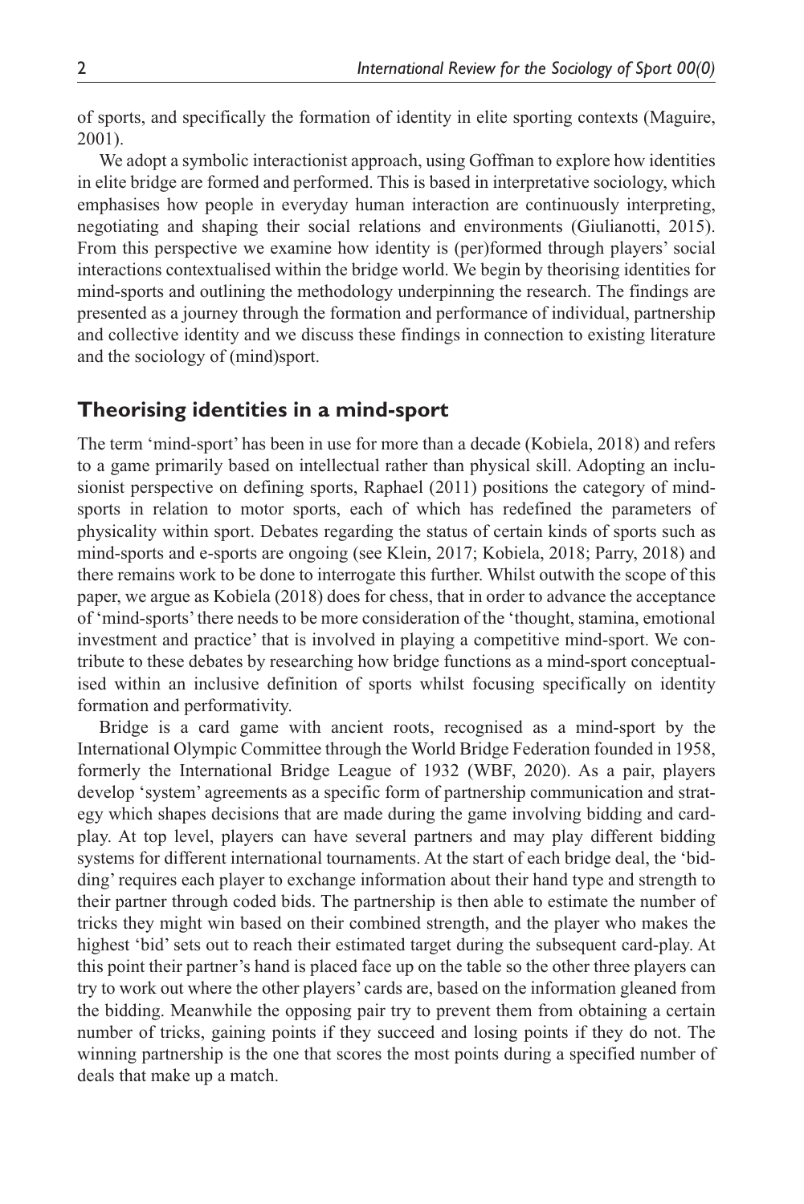of sports, and specifically the formation of identity in elite sporting contexts (Maguire, 2001).

We adopt a symbolic interactionist approach, using Goffman to explore how identities in elite bridge are formed and performed. This is based in interpretative sociology, which emphasises how people in everyday human interaction are continuously interpreting, negotiating and shaping their social relations and environments (Giulianotti, 2015). From this perspective we examine how identity is (per)formed through players' social interactions contextualised within the bridge world. We begin by theorising identities for mind-sports and outlining the methodology underpinning the research. The findings are presented as a journey through the formation and performance of individual, partnership and collective identity and we discuss these findings in connection to existing literature and the sociology of (mind)sport.

## Theorising identities in a mind-sport

The term 'mind-sport' has been in use for more than a decade (Kobiela, 2018) and refers to a game primarily based on intellectual rather than physical skill. Adopting an inclusionist perspective on defining sports, Raphael (2011) positions the category of mind-sports in relation to motor sports, each of which has redefined the parameters of physicality within sport. Debates regarding the status of certain kinds of sports such as mind-sports and e-sports are ongoing (see Klein, 2017; Kobiela, 2018; Parry, 2018) and there remains work to be done to interrogate this further. Whilst outwith the scope of this paper, we argue as Kobiela (2018) does for chess, that in order to advance the acceptance of 'mind-sports' there needs to be more consideration of the 'thought, stamina, emotional investment and practice' that is involved in playing a competitive mind-sport. We contribute to these debates by researching how bridge functions as a mind-sport conceptualised within an inclusive definition of sports whilst focusing specifically on identity formation and performativity.

Bridge is a card game with ancient roots, recognised as a mind-sport by the International Olympic Committee through the World Bridge Federation founded in 1958, formerly the International Bridge League of 1932 (WBF, 2020). As a pair, players develop 'system' agreements as a specific form of partnership communication and strategy which shapes decisions that are made during the game involving bidding and card-play. At top level, players can have several partners and may play different bidding systems for different international tournaments. At the start of each bridge deal, the 'bidding' requires each player to exchange information about their hand type and strength to their partner through coded bids. The partnership is then able to estimate the number of tricks they might win based on their combined strength, and the player who makes the highest 'bid' sets out to reach their estimated target during the subsequent card-play. At this point their partner's hand is placed face up on the table so the other three players can try to work out where the other players' cards are, based on the information gleaned from the bidding. Meanwhile the opposing pair try to prevent them from obtaining a certain number of tricks, gaining points if they succeed and losing points if they do not. The winning partnership is the one that scores the most points during a specified number of deals that make up a match.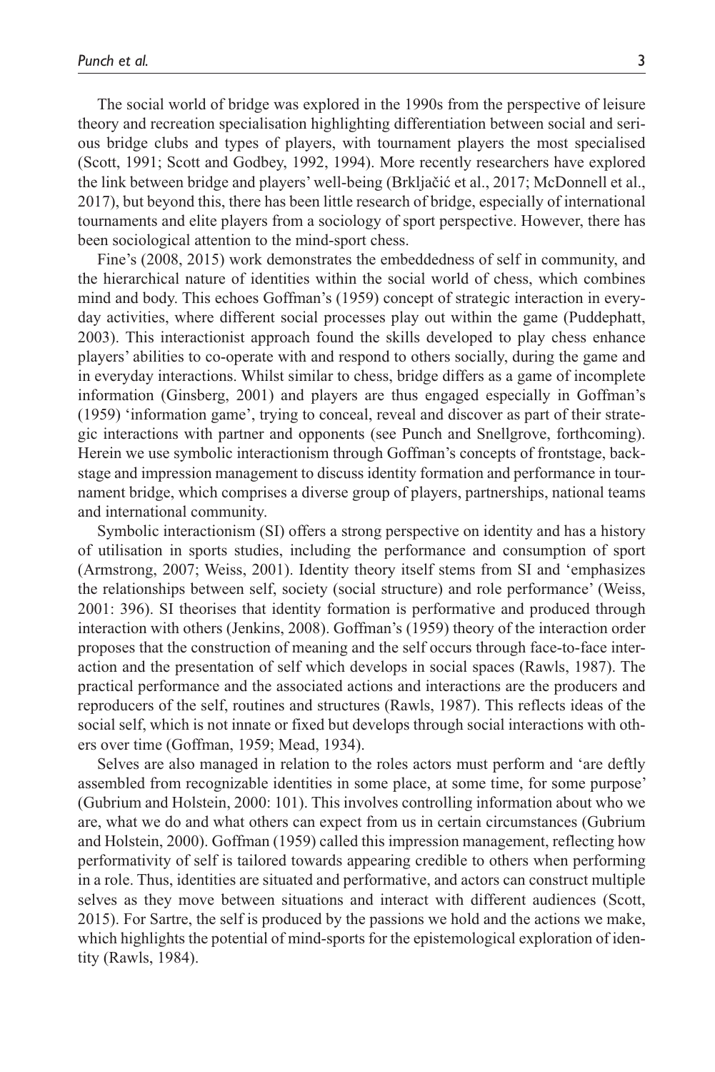The social world of bridge was explored in the 1990s from the perspective of leisure theory and recreation specialisation highlighting differentiation between social and serious bridge clubs and types of players, with tournament players the most specialised (Scott, 1991; Scott and Godbey, 1992, 1994). More recently researchers have explored the link between bridge and players' well-being (Brkljačić et al., 2017; McDonnell et al., 2017), but beyond this, there has been little research of bridge, especially of international tournaments and elite players from a sociology of sport perspective. However, there has been sociological attention to the mind-sport chess.

Fine's (2008, 2015) work demonstrates the embeddedness of self in community, and the hierarchical nature of identities within the social world of chess, which combines mind and body. This echoes Goffman's (1959) concept of strategic interaction in everyday activities, where different social processes play out within the game (Puddephatt, 2003). This interactionist approach found the skills developed to play chess enhance players' abilities to co-operate with and respond to others socially, during the game and in everyday interactions. Whilst similar to chess, bridge differs as a game of incomplete information (Ginsberg, 2001) and players are thus engaged especially in Goffman's (1959) 'information game', trying to conceal, reveal and discover as part of their strategic interactions with partner and opponents (see Punch and Snellgrove, forthcoming). Herein we use symbolic interactionism through Goffman's concepts of frontstage, backstage and impression management to discuss identity formation and performance in tournament bridge, which comprises a diverse group of players, partnerships, national teams and international community.

Symbolic interactionism (SI) offers a strong perspective on identity and has a history of utilisation in sports studies, including the performance and consumption of sport (Armstrong, 2007; Weiss, 2001). Identity theory itself stems from SI and 'emphasizes the relationships between self, society (social structure) and role performance' (Weiss, 2001: 396). SI theorises that identity formation is performative and produced through interaction with others (Jenkins, 2008). Goffman's (1959) theory of the interaction order proposes that the construction of meaning and the self occurs through face-to-face interaction and the presentation of self which develops in social spaces (Rawls, 1987). The practical performance and the associated actions and interactions are the producers and reproducers of the self, routines and structures (Rawls, 1987). This reflects ideas of the social self, which is not innate or fixed but develops through social interactions with others over time (Goffman, 1959; Mead, 1934).

Selves are also managed in relation to the roles actors must perform and 'are deftly assembled from recognizable identities in some place, at some time, for some purpose' (Gubrium and Holstein, 2000: 101). This involves controlling information about who we are, what we do and what others can expect from us in certain circumstances (Gubrium and Holstein, 2000). Goffman (1959) called this impression management, reflecting how performativity of self is tailored towards appearing credible to others when performing in a role. Thus, identities are situated and performative, and actors can construct multiple selves as they move between situations and interact with different audiences (Scott, 2015). For Sartre, the self is produced by the passions we hold and the actions we make, which highlights the potential of mind-sports for the epistemological exploration of identity (Rawls, 1984).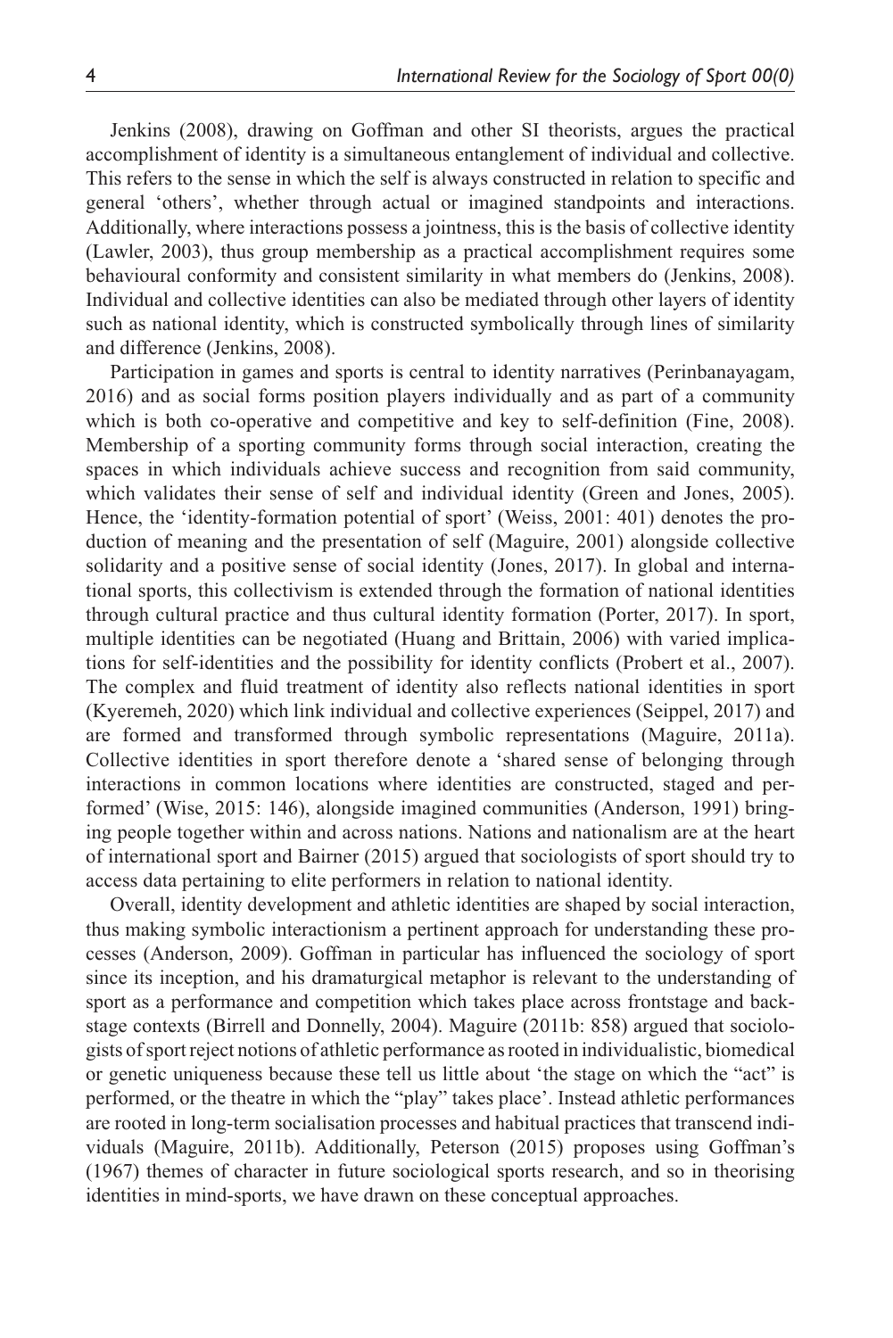Jenkins (2008), drawing on Goffman and other SI theorists, argues the practical accomplishment of identity is a simultaneous entanglement of individual and collective. This refers to the sense in which the self is always constructed in relation to specific and general 'others', whether through actual or imagined standpoints and interactions. Additionally, where interactions possess a jointness, this is the basis of collective identity (Lawler, 2003), thus group membership as a practical accomplishment requires some behavioural conformity and consistent similarity in what members do (Jenkins, 2008). Individual and collective identities can also be mediated through other layers of identity such as national identity, which is constructed symbolically through lines of similarity and difference (Jenkins, 2008).

Participation in games and sports is central to identity narratives (Perinbanayagam, 2016) and as social forms position players individually and as part of a community which is both co-operative and competitive and key to self-definition (Fine, 2008). Membership of a sporting community forms through social interaction, creating the spaces in which individuals achieve success and recognition from said community, which validates their sense of self and individual identity (Green and Jones, 2005). Hence, the 'identity-formation potential of sport' (Weiss, 2001: 401) denotes the production of meaning and the presentation of self (Maguire, 2001) alongside collective solidarity and a positive sense of social identity (Jones, 2017). In global and international sports, this collectivism is extended through the formation of national identities through cultural practice and thus cultural identity formation (Porter, 2017). In sport, multiple identities can be negotiated (Huang and Brittain, 2006) with varied implications for self-identities and the possibility for identity conflicts (Probert et al., 2007). The complex and fluid treatment of identity also reflects national identities in sport (Kyeremeh, 2020) which link individual and collective experiences (Seippel, 2017) and are formed and transformed through symbolic representations (Maguire, 2011a). Collective identities in sport therefore denote a 'shared sense of belonging through interactions in common locations where identities are constructed, staged and performed' (Wise, 2015: 146), alongside imagined communities (Anderson, 1991) bringing people together within and across nations. Nations and nationalism are at the heart of international sport and Bairner (2015) argued that sociologists of sport should try to access data pertaining to elite performers in relation to national identity.

Overall, identity development and athletic identities are shaped by social interaction, thus making symbolic interactionism a pertinent approach for understanding these processes (Anderson, 2009). Goffman in particular has influenced the sociology of sport since its inception, and his dramaturgical metaphor is relevant to the understanding of sport as a performance and competition which takes place across frontstage and backstage contexts (Birrell and Donnelly, 2004). Maguire (2011b: 858) argued that sociologists of sport reject notions of athletic performance as rooted in individualistic, biomedical or genetic uniqueness because these tell us little about 'the stage on which the "act" is performed, or the theatre in which the "play" takes place'. Instead athletic performances are rooted in long-term socialisation processes and habitual practices that transcend individuals (Maguire, 2011b). Additionally, Peterson (2015) proposes using Goffman's (1967) themes of character in future sociological sports research, and so in theorising identities in mind-sports, we have drawn on these conceptual approaches.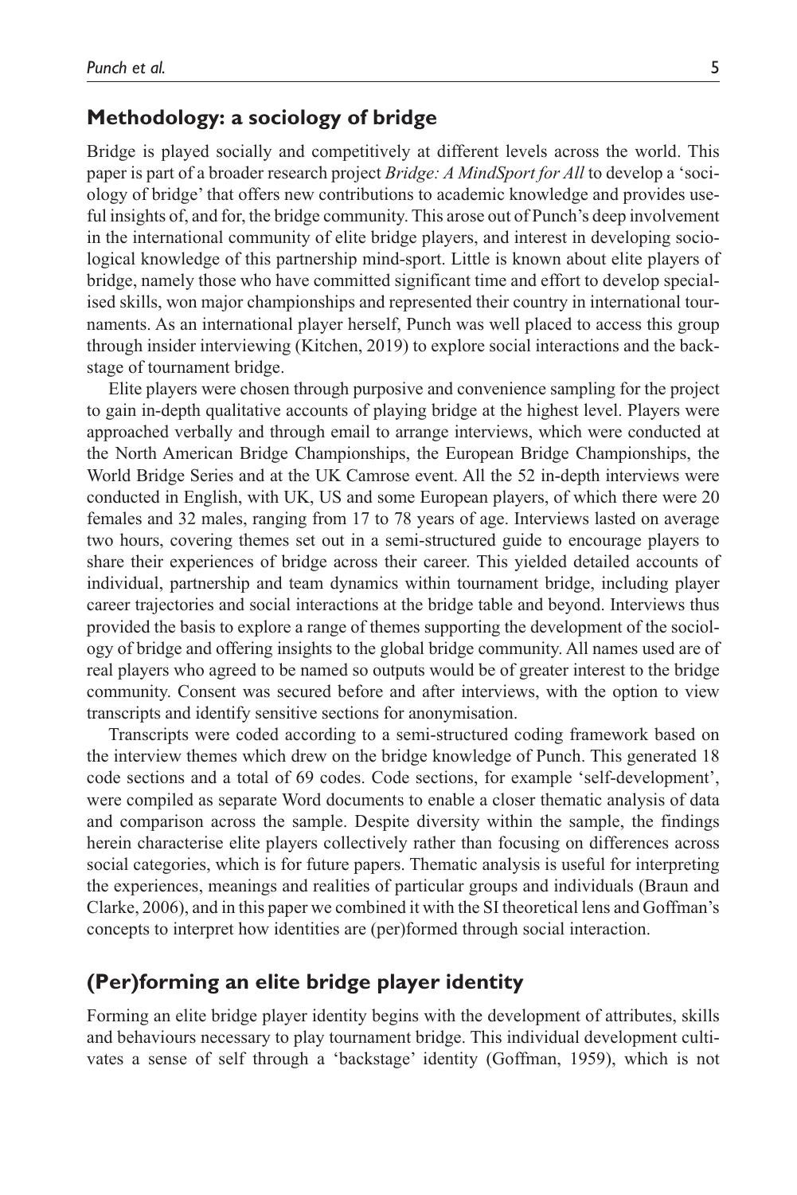## Methodology: a sociology of bridge

Bridge is played socially and competitively at different levels across the world. This paper is part of a broader research project *Bridge: A MindSport for All* to develop a 'sociology of bridge' that offers new contributions to academic knowledge and provides useful insights of, and for, the bridge community. This arose out of Punch's deep involvement in the international community of elite bridge players, and interest in developing sociological knowledge of this partnership mind-sport. Little is known about elite players of bridge, namely those who have committed significant time and effort to develop specialised skills, won major championships and represented their country in international tournaments. As an international player herself, Punch was well placed to access this group through insider interviewing (Kitchen, 2019) to explore social interactions and the backstage of tournament bridge.

Elite players were chosen through purposive and convenience sampling for the project to gain in-depth qualitative accounts of playing bridge at the highest level. Players were approached verbally and through email to arrange interviews, which were conducted at the North American Bridge Championships, the European Bridge Championships, the World Bridge Series and at the UK Camrose event. All the 52 in-depth interviews were conducted in English, with UK, US and some European players, of which there were 20 females and 32 males, ranging from 17 to 78 years of age. Interviews lasted on average two hours, covering themes set out in a semi-structured guide to encourage players to share their experiences of bridge across their career. This yielded detailed accounts of individual, partnership and team dynamics within tournament bridge, including player career trajectories and social interactions at the bridge table and beyond. Interviews thus provided the basis to explore a range of themes supporting the development of the sociology of bridge and offering insights to the global bridge community. All names used are of real players who agreed to be named so outputs would be of greater interest to the bridge community. Consent was secured before and after interviews, with the option to view transcripts and identify sensitive sections for anonymisation.

Transcripts were coded according to a semi-structured coding framework based on the interview themes which drew on the bridge knowledge of Punch. This generated 18 code sections and a total of 69 codes. Code sections, for example 'self-development', were compiled as separate Word documents to enable a closer thematic analysis of data and comparison across the sample. Despite diversity within the sample, the findings herein characterise elite players collectively rather than focusing on differences across social categories, which is for future papers. Thematic analysis is useful for interpreting the experiences, meanings and realities of particular groups and individuals (Braun and Clarke, 2006), and in this paper we combined it with the SI theoretical lens and Goffman's concepts to interpret how identities are (per)formed through social interaction.

## (Per)forming an elite bridge player identity

Forming an elite bridge player identity begins with the development of attributes, skills and behaviours necessary to play tournament bridge. This individual development cultivates a sense of self through a 'backstage' identity (Goffman, 1959), which is not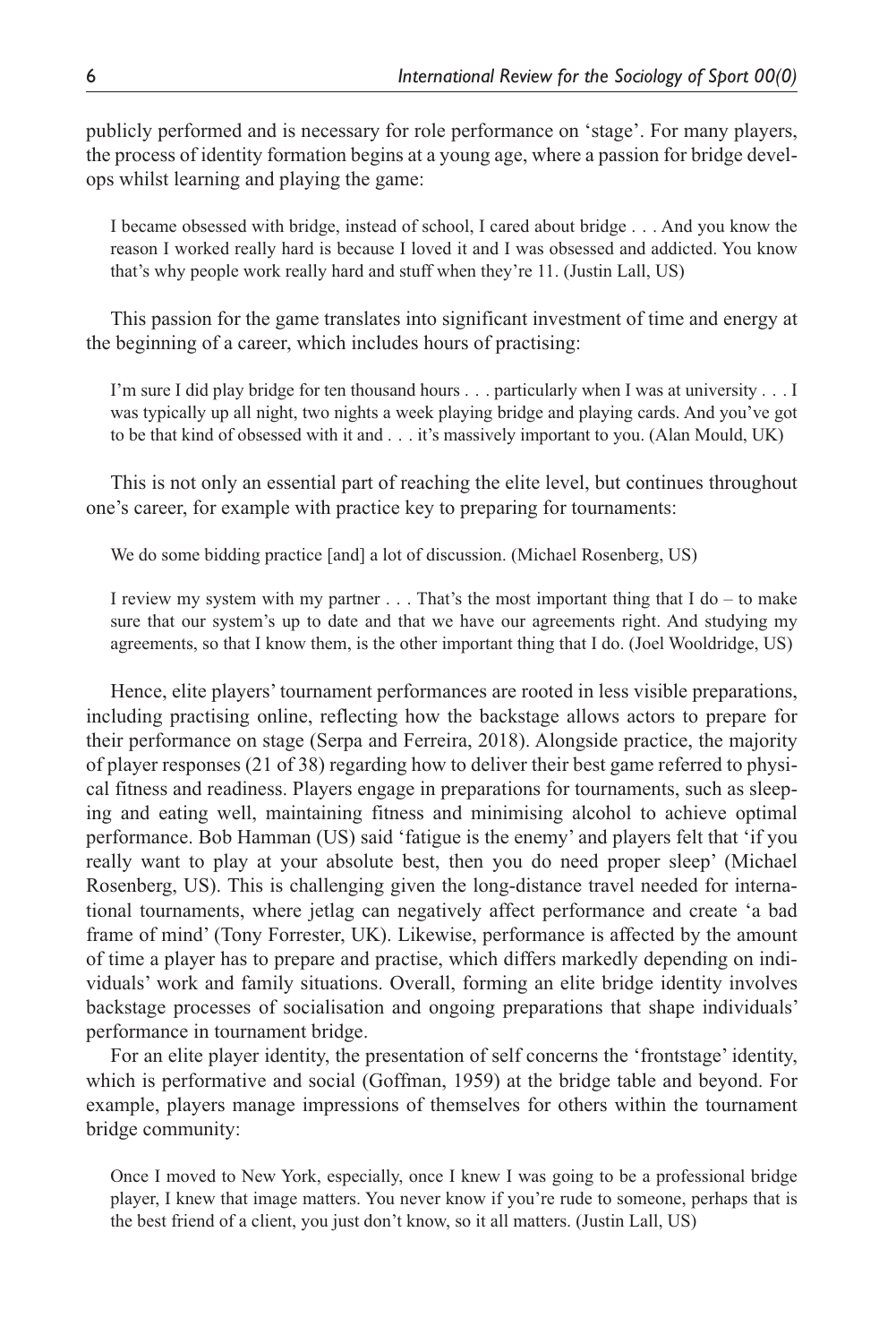publicly performed and is necessary for role performance on 'stage'. For many players, the process of identity formation begins at a young age, where a passion for bridge develops whilst learning and playing the game:

> I became obsessed with bridge, instead of school, I cared about bridge . . . And you know the reason I worked really hard is because I loved it and I was obsessed and addicted. You know that's why people work really hard and stuff when they're 11. (Justin Lall, US)

This passion for the game translates into significant investment of time and energy at the beginning of a career, which includes hours of practising:

> I'm sure I did play bridge for ten thousand hours . . . particularly when I was at university . . . I was typically up all night, two nights a week playing bridge and playing cards. And you've got to be that kind of obsessed with it and . . . it's massively important to you. (Alan Mould, UK)

This is not only an essential part of reaching the elite level, but continues throughout one's career, for example with practice key to preparing for tournaments:

> We do some bidding practice [and] a lot of discussion. (Michael Rosenberg, US)

> I review my system with my partner . . . That's the most important thing that I do – to make sure that our system's up to date and that we have our agreements right. And studying my agreements, so that I know them, is the other important thing that I do. (Joel Wooldridge, US)

Hence, elite players' tournament performances are rooted in less visible preparations, including practising online, reflecting how the backstage allows actors to prepare for their performance on stage (Serpa and Ferreira, 2018). Alongside practice, the majority of player responses (21 of 38) regarding how to deliver their best game referred to physical fitness and readiness. Players engage in preparations for tournaments, such as sleeping and eating well, maintaining fitness and minimising alcohol to achieve optimal performance. Bob Hamman (US) said 'fatigue is the enemy' and players felt that 'if you really want to play at your absolute best, then you do need proper sleep' (Michael Rosenberg, US). This is challenging given the long-distance travel needed for international tournaments, where jetlag can negatively affect performance and create 'a bad frame of mind' (Tony Forrester, UK). Likewise, performance is affected by the amount of time a player has to prepare and practise, which differs markedly depending on individuals' work and family situations. Overall, forming an elite bridge identity involves backstage processes of socialisation and ongoing preparations that shape individuals' performance in tournament bridge.

For an elite player identity, the presentation of self concerns the 'frontstage' identity, which is performative and social (Goffman, 1959) at the bridge table and beyond. For example, players manage impressions of themselves for others within the tournament bridge community:

> Once I moved to New York, especially, once I knew I was going to be a professional bridge player, I knew that image matters. You never know if you're rude to someone, perhaps that is the best friend of a client, you just don't know, so it all matters. (Justin Lall, US)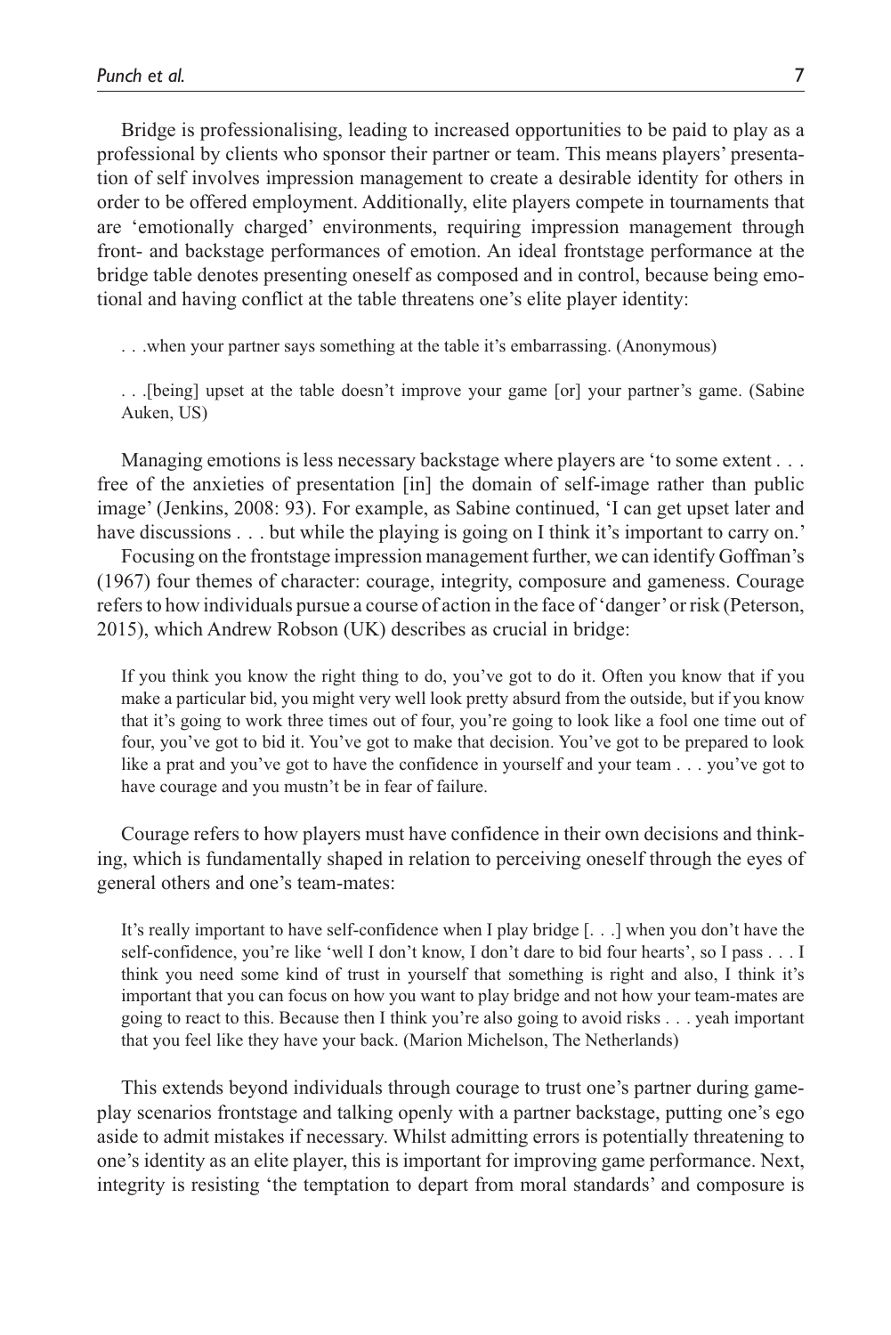Bridge is professionalising, leading to increased opportunities to be paid to play as a professional by clients who sponsor their partner or team. This means players' presentation of self involves impression management to create a desirable identity for others in order to be offered employment. Additionally, elite players compete in tournaments that are 'emotionally charged' environments, requiring impression management through front- and backstage performances of emotion. An ideal frontstage performance at the bridge table denotes presenting oneself as composed and in control, because being emotional and having conflict at the table threatens one's elite player identity:

> . . .when your partner says something at the table it's embarrassing. (Anonymous)

> . . .[being] upset at the table doesn't improve your game [or] your partner's game. (Sabine Auken, US)

Managing emotions is less necessary backstage where players are 'to some extent . . . free of the anxieties of presentation [in] the domain of self-image rather than public image' (Jenkins, 2008: 93). For example, as Sabine continued, 'I can get upset later and have discussions . . . but while the playing is going on I think it's important to carry on.'

Focusing on the frontstage impression management further, we can identify Goffman's (1967) four themes of character: courage, integrity, composure and gameness. Courage refers to how individuals pursue a course of action in the face of 'danger' or risk (Peterson, 2015), which Andrew Robson (UK) describes as crucial in bridge:

> If you think you know the right thing to do, you've got to do it. Often you know that if you make a particular bid, you might very well look pretty absurd from the outside, but if you know that it's going to work three times out of four, you're going to look like a fool one time out of four, you've got to bid it. You've got to make that decision. You've got to be prepared to look like a prat and you've got to have the confidence in yourself and your team . . . you've got to have courage and you mustn't be in fear of failure.

Courage refers to how players must have confidence in their own decisions and thinking, which is fundamentally shaped in relation to perceiving oneself through the eyes of general others and one's team-mates:

> It's really important to have self-confidence when I play bridge [. . .] when you don't have the self-confidence, you're like 'well I don't know, I don't dare to bid four hearts', so I pass . . . I think you need some kind of trust in yourself that something is right and also, I think it's important that you can focus on how you want to play bridge and not how your team-mates are going to react to this. Because then I think you're also going to avoid risks . . . yeah important that you feel like they have your back. (Marion Michelson, The Netherlands)

This extends beyond individuals through courage to trust one's partner during gameplay scenarios frontstage and talking openly with a partner backstage, putting one's ego aside to admit mistakes if necessary. Whilst admitting errors is potentially threatening to one's identity as an elite player, this is important for improving game performance. Next, integrity is resisting 'the temptation to depart from moral standards' and composure is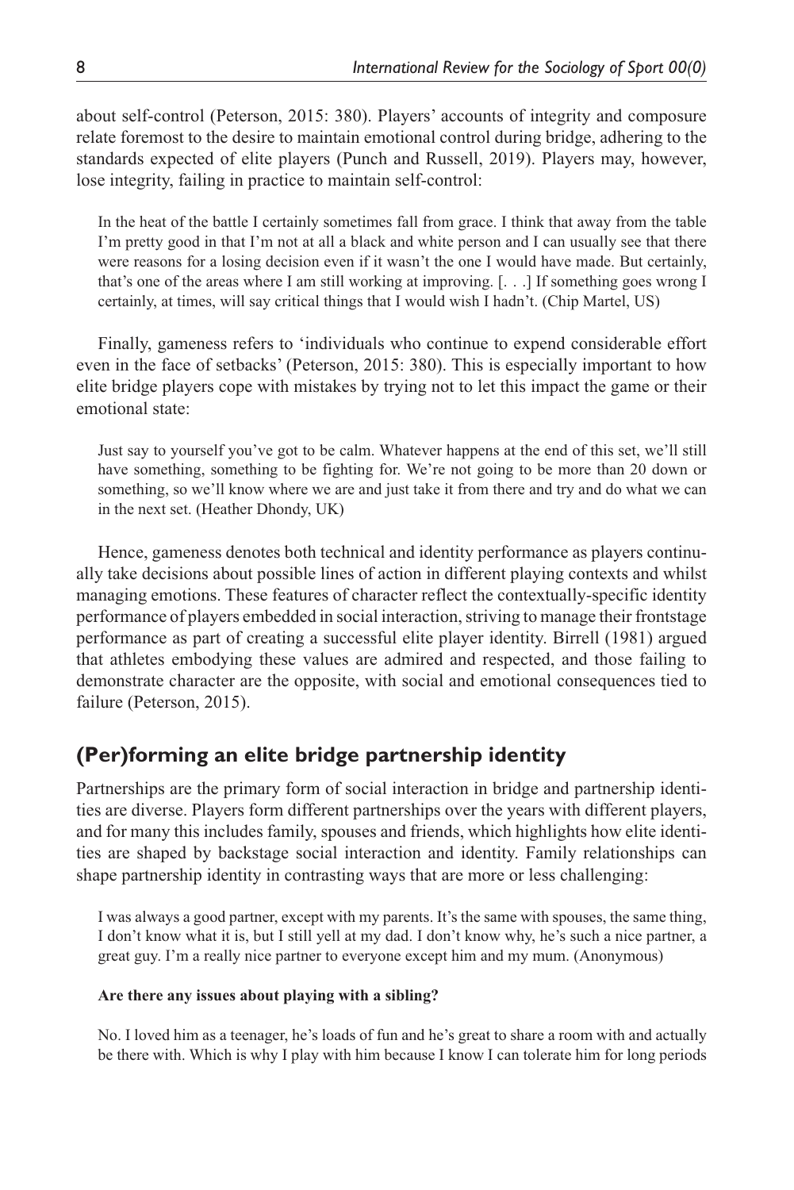about self-control (Peterson, 2015: 380). Players' accounts of integrity and composure relate foremost to the desire to maintain emotional control during bridge, adhering to the standards expected of elite players (Punch and Russell, 2019). Players may, however, lose integrity, failing in practice to maintain self-control:

> In the heat of the battle I certainly sometimes fall from grace. I think that away from the table I'm pretty good in that I'm not at all a black and white person and I can usually see that there were reasons for a losing decision even if it wasn't the one I would have made. But certainly, that's one of the areas where I am still working at improving. [. . .] If something goes wrong I certainly, at times, will say critical things that I would wish I hadn't. (Chip Martel, US)

Finally, gameness refers to 'individuals who continue to expend considerable effort even in the face of setbacks' (Peterson, 2015: 380). This is especially important to how elite bridge players cope with mistakes by trying not to let this impact the game or their emotional state:

> Just say to yourself you've got to be calm. Whatever happens at the end of this set, we'll still have something, something to be fighting for. We're not going to be more than 20 down or something, so we'll know where we are and just take it from there and try and do what we can in the next set. (Heather Dhondy, UK)

Hence, gameness denotes both technical and identity performance as players continually take decisions about possible lines of action in different playing contexts and whilst managing emotions. These features of character reflect the contextually-specific identity performance of players embedded in social interaction, striving to manage their frontstage performance as part of creating a successful elite player identity. Birrell (1981) argued that athletes embodying these values are admired and respected, and those failing to demonstrate character are the opposite, with social and emotional consequences tied to failure (Peterson, 2015).

## (Per)forming an elite bridge partnership identity

Partnerships are the primary form of social interaction in bridge and partnership identities are diverse. Players form different partnerships over the years with different players, and for many this includes family, spouses and friends, which highlights how elite identities are shaped by backstage social interaction and identity. Family relationships can shape partnership identity in contrasting ways that are more or less challenging:

> I was always a good partner, except with my parents. It's the same with spouses, the same thing, I don't know what it is, but I still yell at my dad. I don't know why, he's such a nice partner, a great guy. I'm a really nice partner to everyone except him and my mum. (Anonymous)

> **Are there any issues about playing with a sibling?**
>
> No. I loved him as a teenager, he's loads of fun and he's great to share a room with and actually be there with. Which is why I play with him because I know I can tolerate him for long periods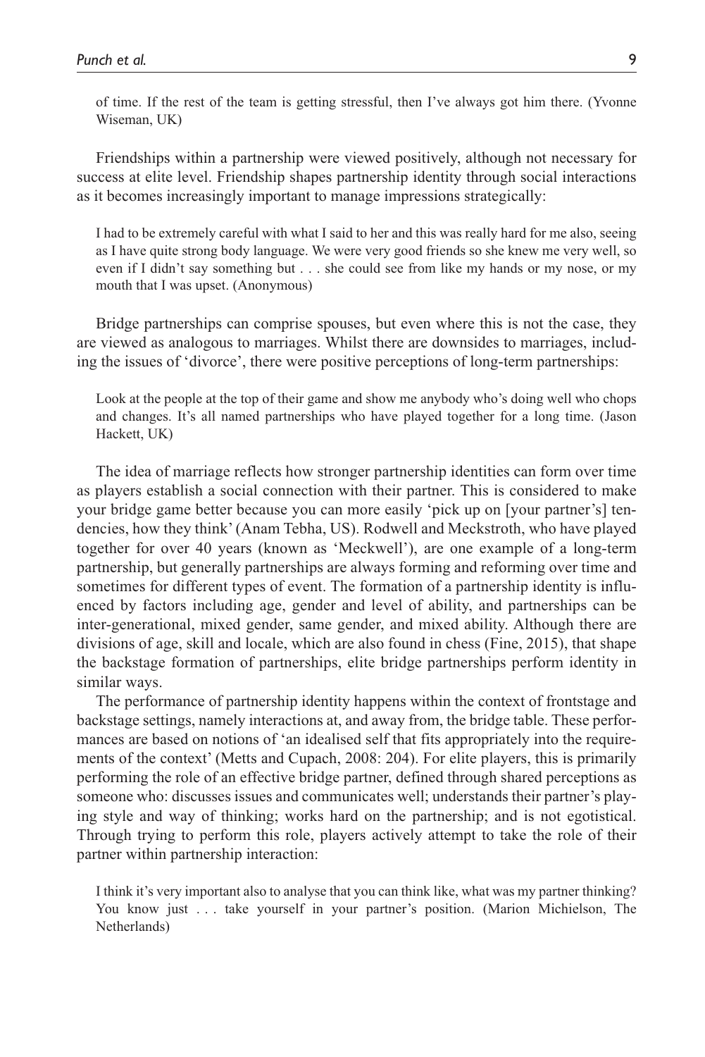of time. If the rest of the team is getting stressful, then I've always got him there. (Yvonne Wiseman, UK)

Friendships within a partnership were viewed positively, although not necessary for success at elite level. Friendship shapes partnership identity through social interactions as it becomes increasingly important to manage impressions strategically:

> I had to be extremely careful with what I said to her and this was really hard for me also, seeing as I have quite strong body language. We were very good friends so she knew me very well, so even if I didn't say something but . . . she could see from like my hands or my nose, or my mouth that I was upset. (Anonymous)

Bridge partnerships can comprise spouses, but even where this is not the case, they are viewed as analogous to marriages. Whilst there are downsides to marriages, including the issues of 'divorce', there were positive perceptions of long-term partnerships:

> Look at the people at the top of their game and show me anybody who's doing well who chops and changes. It's all named partnerships who have played together for a long time. (Jason Hackett, UK)

The idea of marriage reflects how stronger partnership identities can form over time as players establish a social connection with their partner. This is considered to make your bridge game better because you can more easily 'pick up on [your partner's] tendencies, how they think' (Anam Tebha, US). Rodwell and Meckstroth, who have played together for over 40 years (known as 'Meckwell'), are one example of a long-term partnership, but generally partnerships are always forming and reforming over time and sometimes for different types of event. The formation of a partnership identity is influenced by factors including age, gender and level of ability, and partnerships can be inter-generational, mixed gender, same gender, and mixed ability. Although there are divisions of age, skill and locale, which are also found in chess (Fine, 2015), that shape the backstage formation of partnerships, elite bridge partnerships perform identity in similar ways.

The performance of partnership identity happens within the context of frontstage and backstage settings, namely interactions at, and away from, the bridge table. These performances are based on notions of 'an idealised self that fits appropriately into the requirements of the context' (Metts and Cupach, 2008: 204). For elite players, this is primarily performing the role of an effective bridge partner, defined through shared perceptions as someone who: discusses issues and communicates well; understands their partner's playing style and way of thinking; works hard on the partnership; and is not egotistical. Through trying to perform this role, players actively attempt to take the role of their partner within partnership interaction:

> I think it's very important also to analyse that you can think like, what was my partner thinking? You know just . . . take yourself in your partner's position. (Marion Michielson, The Netherlands)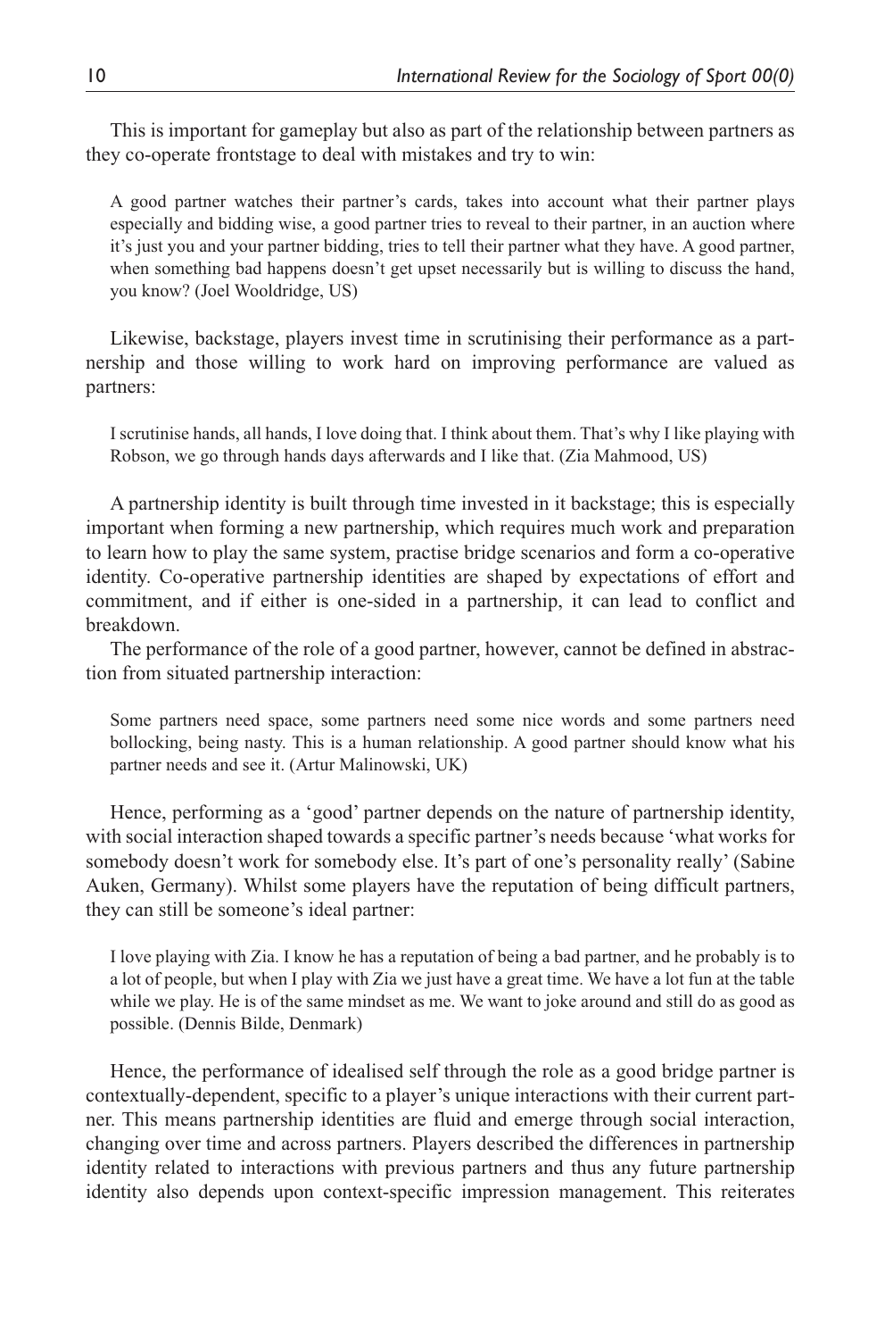This is important for gameplay but also as part of the relationship between partners as they co-operate frontstage to deal with mistakes and try to win:

> A good partner watches their partner's cards, takes into account what their partner plays especially and bidding wise, a good partner tries to reveal to their partner, in an auction where it's just you and your partner bidding, tries to tell their partner what they have. A good partner, when something bad happens doesn't get upset necessarily but is willing to discuss the hand, you know? (Joel Wooldridge, US)

Likewise, backstage, players invest time in scrutinising their performance as a partnership and those willing to work hard on improving performance are valued as partners:

> I scrutinise hands, all hands, I love doing that. I think about them. That's why I like playing with Robson, we go through hands days afterwards and I like that. (Zia Mahmood, US)

A partnership identity is built through time invested in it backstage; this is especially important when forming a new partnership, which requires much work and preparation to learn how to play the same system, practise bridge scenarios and form a co-operative identity. Co-operative partnership identities are shaped by expectations of effort and commitment, and if either is one-sided in a partnership, it can lead to conflict and breakdown.

The performance of the role of a good partner, however, cannot be defined in abstraction from situated partnership interaction:

> Some partners need space, some partners need some nice words and some partners need bollocking, being nasty. This is a human relationship. A good partner should know what his partner needs and see it. (Artur Malinowski, UK)

Hence, performing as a 'good' partner depends on the nature of partnership identity, with social interaction shaped towards a specific partner's needs because 'what works for somebody doesn't work for somebody else. It's part of one's personality really' (Sabine Auken, Germany). Whilst some players have the reputation of being difficult partners, they can still be someone's ideal partner:

> I love playing with Zia. I know he has a reputation of being a bad partner, and he probably is to a lot of people, but when I play with Zia we just have a great time. We have a lot fun at the table while we play. He is of the same mindset as me. We want to joke around and still do as good as possible. (Dennis Bilde, Denmark)

Hence, the performance of idealised self through the role as a good bridge partner is contextually-dependent, specific to a player's unique interactions with their current partner. This means partnership identities are fluid and emerge through social interaction, changing over time and across partners. Players described the differences in partnership identity related to interactions with previous partners and thus any future partnership identity also depends upon context-specific impression management. This reiterates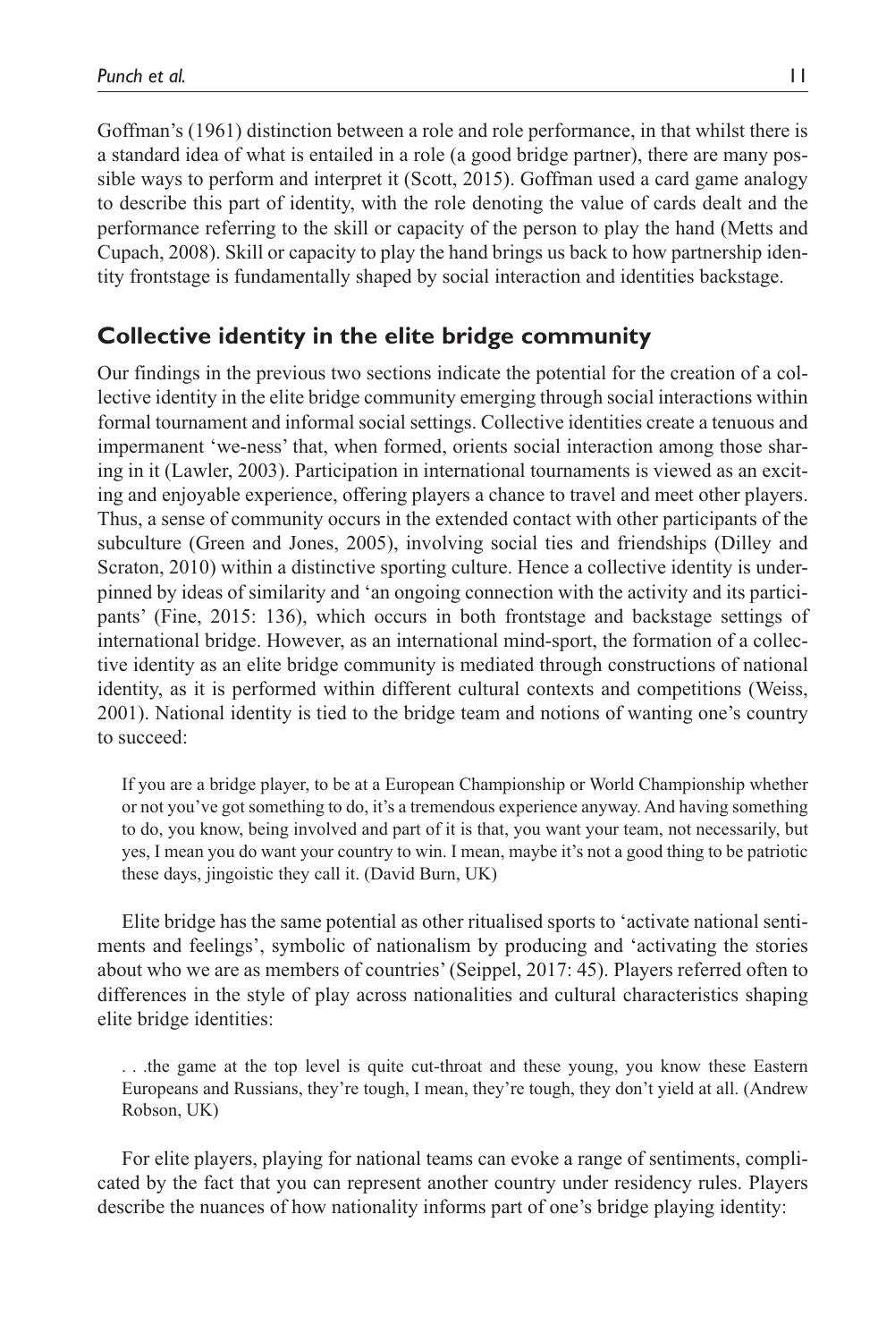Goffman's (1961) distinction between a role and role performance, in that whilst there is a standard idea of what is entailed in a role (a good bridge partner), there are many possible ways to perform and interpret it (Scott, 2015). Goffman used a card game analogy to describe this part of identity, with the role denoting the value of cards dealt and the performance referring to the skill or capacity of the person to play the hand (Metts and Cupach, 2008). Skill or capacity to play the hand brings us back to how partnership identity frontstage is fundamentally shaped by social interaction and identities backstage.

## Collective identity in the elite bridge community

Our findings in the previous two sections indicate the potential for the creation of a collective identity in the elite bridge community emerging through social interactions within formal tournament and informal social settings. Collective identities create a tenuous and impermanent 'we-ness' that, when formed, orients social interaction among those sharing in it (Lawler, 2003). Participation in international tournaments is viewed as an exciting and enjoyable experience, offering players a chance to travel and meet other players. Thus, a sense of community occurs in the extended contact with other participants of the subculture (Green and Jones, 2005), involving social ties and friendships (Dilley and Scraton, 2010) within a distinctive sporting culture. Hence a collective identity is underpinned by ideas of similarity and 'an ongoing connection with the activity and its participants' (Fine, 2015: 136), which occurs in both frontstage and backstage settings of international bridge. However, as an international mind-sport, the formation of a collective identity as an elite bridge community is mediated through constructions of national identity, as it is performed within different cultural contexts and competitions (Weiss, 2001). National identity is tied to the bridge team and notions of wanting one's country to succeed:

> If you are a bridge player, to be at a European Championship or World Championship whether or not you've got something to do, it's a tremendous experience anyway. And having something to do, you know, being involved and part of it is that, you want your team, not necessarily, but yes, I mean you do want your country to win. I mean, maybe it's not a good thing to be patriotic these days, jingoistic they call it. (David Burn, UK)

Elite bridge has the same potential as other ritualised sports to 'activate national sentiments and feelings', symbolic of nationalism by producing and 'activating the stories about who we are as members of countries' (Seippel, 2017: 45). Players referred often to differences in the style of play across nationalities and cultural characteristics shaping elite bridge identities:

> . . .the game at the top level is quite cut-throat and these young, you know these Eastern Europeans and Russians, they're tough, I mean, they're tough, they don't yield at all. (Andrew Robson, UK)

For elite players, playing for national teams can evoke a range of sentiments, complicated by the fact that you can represent another country under residency rules. Players describe the nuances of how nationality informs part of one's bridge playing identity: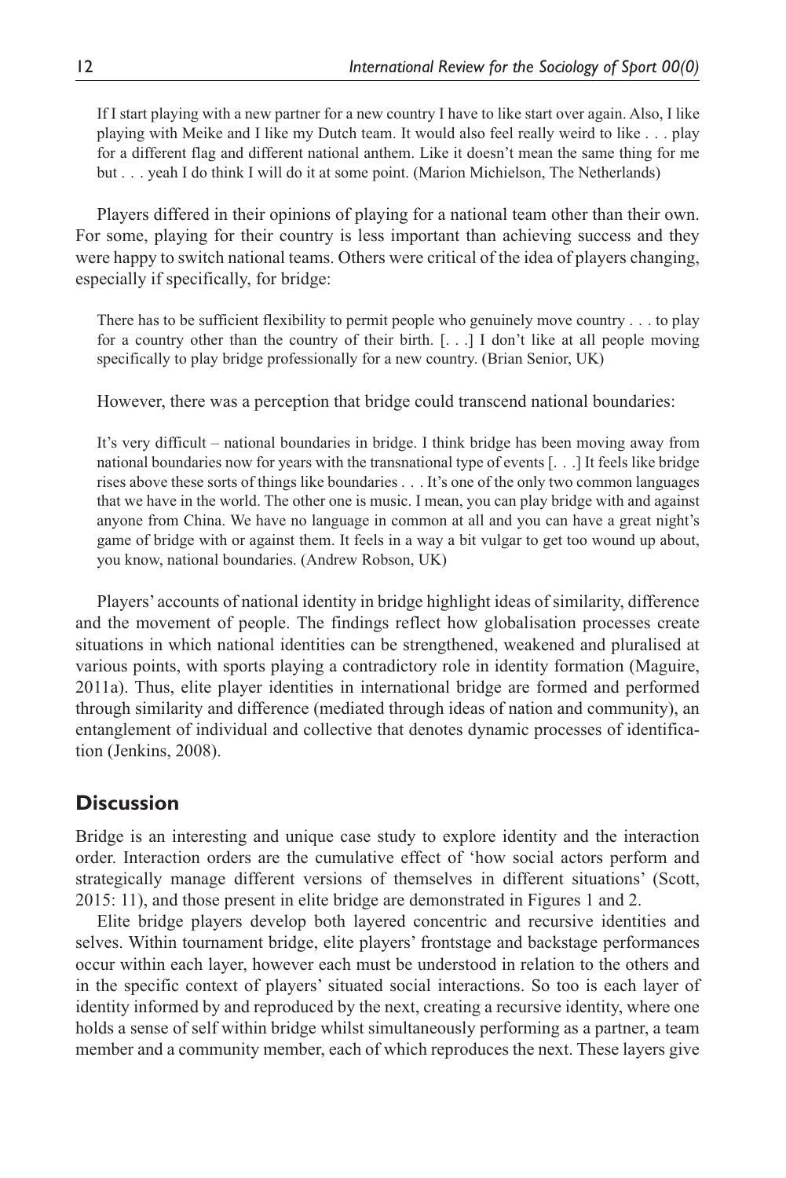> If I start playing with a new partner for a new country I have to like start over again. Also, I like playing with Meike and I like my Dutch team. It would also feel really weird to like . . . play for a different flag and different national anthem. Like it doesn't mean the same thing for me but . . . yeah I do think I will do it at some point. (Marion Michielson, The Netherlands)

Players differed in their opinions of playing for a national team other than their own. For some, playing for their country is less important than achieving success and they were happy to switch national teams. Others were critical of the idea of players changing, especially if specifically, for bridge:

> There has to be sufficient flexibility to permit people who genuinely move country . . . to play for a country other than the country of their birth. [. . .] I don't like at all people moving specifically to play bridge professionally for a new country. (Brian Senior, UK)

However, there was a perception that bridge could transcend national boundaries:

> It's very difficult – national boundaries in bridge. I think bridge has been moving away from national boundaries now for years with the transnational type of events [. . .] It feels like bridge rises above these sorts of things like boundaries . . . It's one of the only two common languages that we have in the world. The other one is music. I mean, you can play bridge with and against anyone from China. We have no language in common at all and you can have a great night's game of bridge with or against them. It feels in a way a bit vulgar to get too wound up about, you know, national boundaries. (Andrew Robson, UK)

Players' accounts of national identity in bridge highlight ideas of similarity, difference and the movement of people. The findings reflect how globalisation processes create situations in which national identities can be strengthened, weakened and pluralised at various points, with sports playing a contradictory role in identity formation (Maguire, 2011a). Thus, elite player identities in international bridge are formed and performed through similarity and difference (mediated through ideas of nation and community), an entanglement of individual and collective that denotes dynamic processes of identification (Jenkins, 2008).

## Discussion

Bridge is an interesting and unique case study to explore identity and the interaction order. Interaction orders are the cumulative effect of 'how social actors perform and strategically manage different versions of themselves in different situations' (Scott, 2015: 11), and those present in elite bridge are demonstrated in Figures 1 and 2.

Elite bridge players develop both layered concentric and recursive identities and selves. Within tournament bridge, elite players' frontstage and backstage performances occur within each layer, however each must be understood in relation to the others and in the specific context of players' situated social interactions. So too is each layer of identity informed by and reproduced by the next, creating a recursive identity, where one holds a sense of self within bridge whilst simultaneously performing as a partner, a team member and a community member, each of which reproduces the next. These layers give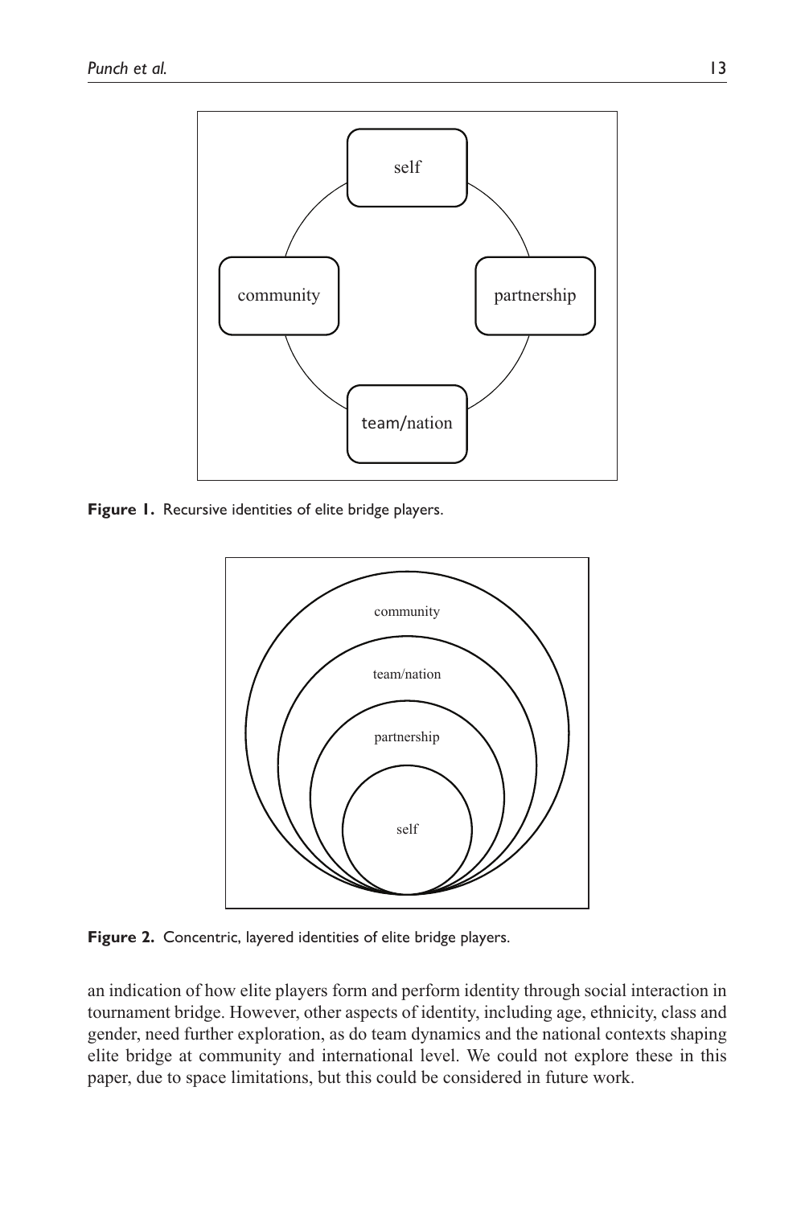Figure 1. Recursive identities of elite bridge players.

Figure 2. Concentric, layered identities of elite bridge players.

an indication of how elite players form and perform identity through social interaction in tournament bridge. However, other aspects of identity, including age, ethnicity, class and gender, need further exploration, as do team dynamics and the national contexts shaping elite bridge at community and international level. We could not explore these in this paper, due to space limitations, but this could be considered in future work.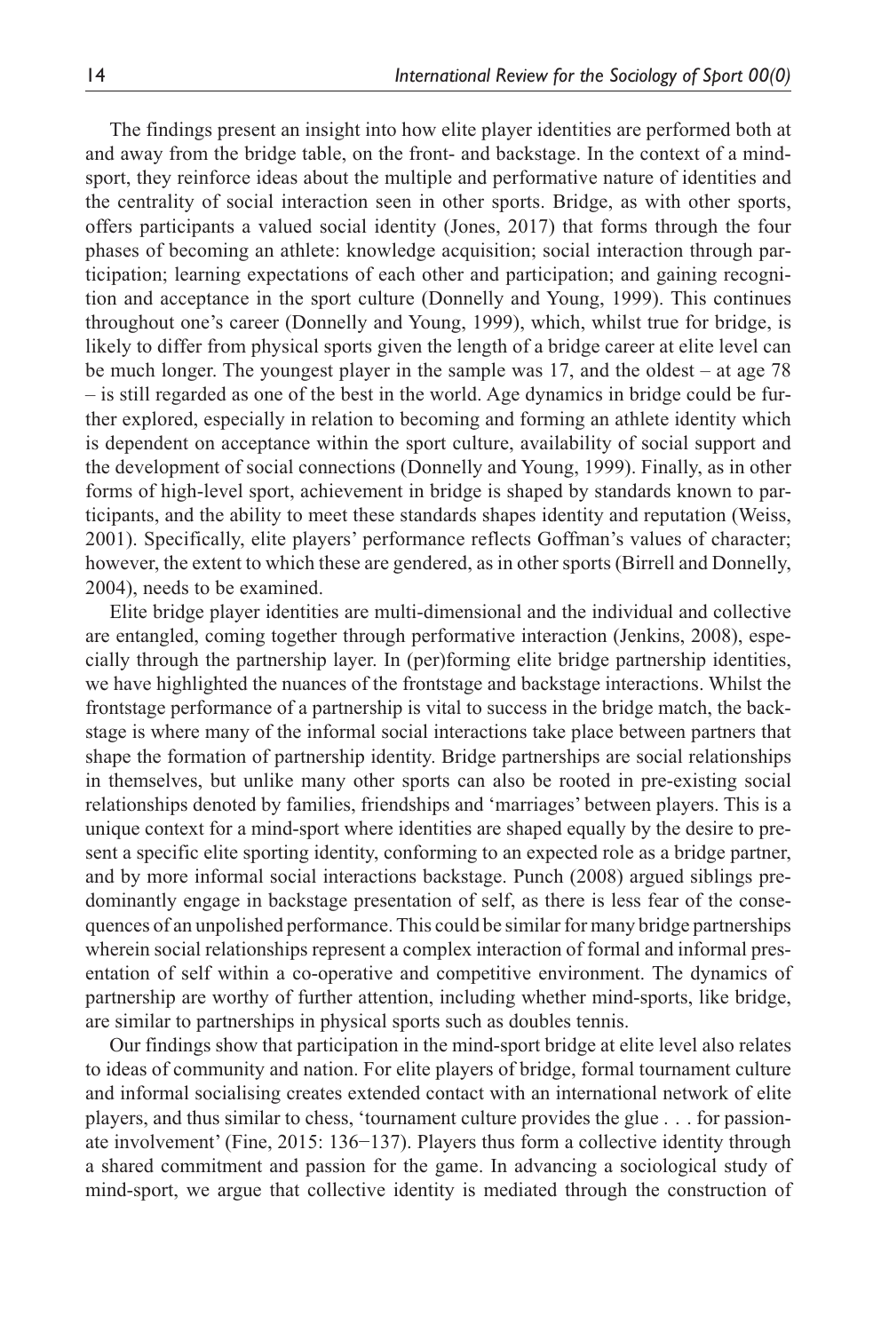The findings present an insight into how elite player identities are performed both at and away from the bridge table, on the front- and backstage. In the context of a mind-sport, they reinforce ideas about the multiple and performative nature of identities and the centrality of social interaction seen in other sports. Bridge, as with other sports, offers participants a valued social identity (Jones, 2017) that forms through the four phases of becoming an athlete: knowledge acquisition; social interaction through participation; learning expectations of each other and participation; and gaining recognition and acceptance in the sport culture (Donnelly and Young, 1999). This continues throughout one's career (Donnelly and Young, 1999), which, whilst true for bridge, is likely to differ from physical sports given the length of a bridge career at elite level can be much longer. The youngest player in the sample was 17, and the oldest – at age 78 – is still regarded as one of the best in the world. Age dynamics in bridge could be further explored, especially in relation to becoming and forming an athlete identity which is dependent on acceptance within the sport culture, availability of social support and the development of social connections (Donnelly and Young, 1999). Finally, as in other forms of high-level sport, achievement in bridge is shaped by standards known to participants, and the ability to meet these standards shapes identity and reputation (Weiss, 2001). Specifically, elite players' performance reflects Goffman's values of character; however, the extent to which these are gendered, as in other sports (Birrell and Donnelly, 2004), needs to be examined.

Elite bridge player identities are multi-dimensional and the individual and collective are entangled, coming together through performative interaction (Jenkins, 2008), especially through the partnership layer. In (per)forming elite bridge partnership identities, we have highlighted the nuances of the frontstage and backstage interactions. Whilst the frontstage performance of a partnership is vital to success in the bridge match, the backstage is where many of the informal social interactions take place between partners that shape the formation of partnership identity. Bridge partnerships are social relationships in themselves, but unlike many other sports can also be rooted in pre-existing social relationships denoted by families, friendships and 'marriages' between players. This is a unique context for a mind-sport where identities are shaped equally by the desire to present a specific elite sporting identity, conforming to an expected role as a bridge partner, and by more informal social interactions backstage. Punch (2008) argued siblings predominantly engage in backstage presentation of self, as there is less fear of the consequences of an unpolished performance. This could be similar for many bridge partnerships wherein social relationships represent a complex interaction of formal and informal presentation of self within a co-operative and competitive environment. The dynamics of partnership are worthy of further attention, including whether mind-sports, like bridge, are similar to partnerships in physical sports such as doubles tennis.

Our findings show that participation in the mind-sport bridge at elite level also relates to ideas of community and nation. For elite players of bridge, formal tournament culture and informal socialising creates extended contact with an international network of elite players, and thus similar to chess, 'tournament culture provides the glue . . . for passionate involvement' (Fine, 2015: 136−137). Players thus form a collective identity through a shared commitment and passion for the game. In advancing a sociological study of mind-sport, we argue that collective identity is mediated through the construction of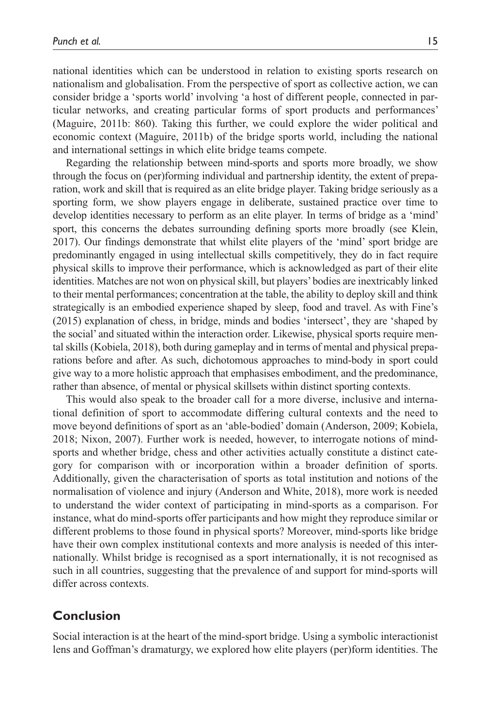national identities which can be understood in relation to existing sports research on nationalism and globalisation. From the perspective of sport as collective action, we can consider bridge a 'sports world' involving 'a host of different people, connected in particular networks, and creating particular forms of sport products and performances' (Maguire, 2011b: 860). Taking this further, we could explore the wider political and economic context (Maguire, 2011b) of the bridge sports world, including the national and international settings in which elite bridge teams compete.

Regarding the relationship between mind-sports and sports more broadly, we show through the focus on (per)forming individual and partnership identity, the extent of preparation, work and skill that is required as an elite bridge player. Taking bridge seriously as a sporting form, we show players engage in deliberate, sustained practice over time to develop identities necessary to perform as an elite player. In terms of bridge as a 'mind' sport, this concerns the debates surrounding defining sports more broadly (see Klein, 2017). Our findings demonstrate that whilst elite players of the 'mind' sport bridge are predominantly engaged in using intellectual skills competitively, they do in fact require physical skills to improve their performance, which is acknowledged as part of their elite identities. Matches are not won on physical skill, but players' bodies are inextricably linked to their mental performances; concentration at the table, the ability to deploy skill and think strategically is an embodied experience shaped by sleep, food and travel. As with Fine's (2015) explanation of chess, in bridge, minds and bodies 'intersect', they are 'shaped by the social' and situated within the interaction order. Likewise, physical sports require mental skills (Kobiela, 2018), both during gameplay and in terms of mental and physical preparations before and after. As such, dichotomous approaches to mind-body in sport could give way to a more holistic approach that emphasises embodiment, and the predominance, rather than absence, of mental or physical skillsets within distinct sporting contexts.

This would also speak to the broader call for a more diverse, inclusive and international definition of sport to accommodate differing cultural contexts and the need to move beyond definitions of sport as an 'able-bodied' domain (Anderson, 2009; Kobiela, 2018; Nixon, 2007). Further work is needed, however, to interrogate notions of mind-sports and whether bridge, chess and other activities actually constitute a distinct category for comparison with or incorporation within a broader definition of sports. Additionally, given the characterisation of sports as total institution and notions of the normalisation of violence and injury (Anderson and White, 2018), more work is needed to understand the wider context of participating in mind-sports as a comparison. For instance, what do mind-sports offer participants and how might they reproduce similar or different problems to those found in physical sports? Moreover, mind-sports like bridge have their own complex institutional contexts and more analysis is needed of this internationally. Whilst bridge is recognised as a sport internationally, it is not recognised as such in all countries, suggesting that the prevalence of and support for mind-sports will differ across contexts.

## Conclusion

Social interaction is at the heart of the mind-sport bridge. Using a symbolic interactionist lens and Goffman's dramaturgy, we explored how elite players (per)form identities. The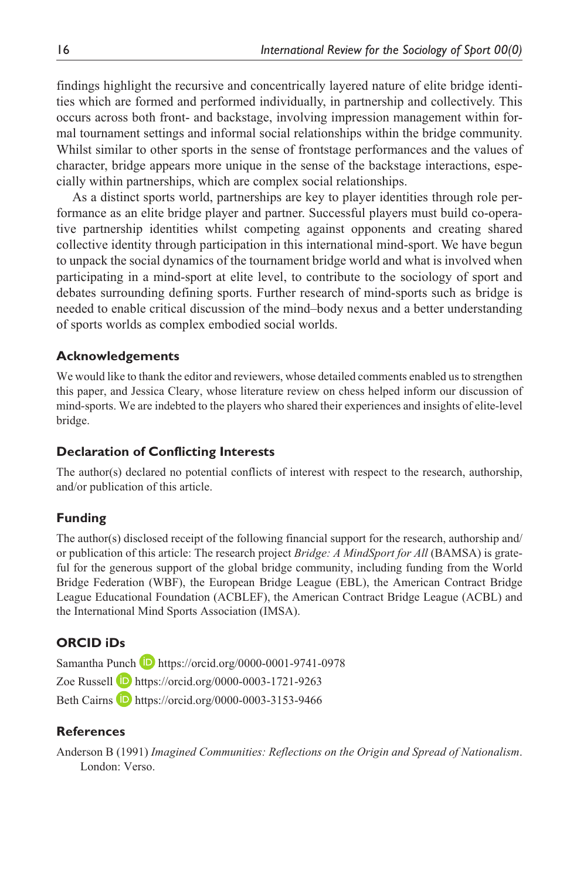findings highlight the recursive and concentrically layered nature of elite bridge identities which are formed and performed individually, in partnership and collectively. This occurs across both front- and backstage, involving impression management within formal tournament settings and informal social relationships within the bridge community. Whilst similar to other sports in the sense of frontstage performances and the values of character, bridge appears more unique in the sense of the backstage interactions, especially within partnerships, which are complex social relationships.

As a distinct sports world, partnerships are key to player identities through role performance as an elite bridge player and partner. Successful players must build co-operative partnership identities whilst competing against opponents and creating shared collective identity through participation in this international mind-sport. We have begun to unpack the social dynamics of the tournament bridge world and what is involved when participating in a mind-sport at elite level, to contribute to the sociology of sport and debates surrounding defining sports. Further research of mind-sports such as bridge is needed to enable critical discussion of the mind–body nexus and a better understanding of sports worlds as complex embodied social worlds.

## Acknowledgements

We would like to thank the editor and reviewers, whose detailed comments enabled us to strengthen this paper, and Jessica Cleary, whose literature review on chess helped inform our discussion of mind-sports. We are indebted to the players who shared their experiences and insights of elite-level bridge.

## Declaration of Conflicting Interests

The author(s) declared no potential conflicts of interest with respect to the research, authorship, and/or publication of this article.

## Funding

The author(s) disclosed receipt of the following financial support for the research, authorship and/or publication of this article: The research project *Bridge: A MindSport for All* (BAMSA) is grateful for the generous support of the global bridge community, including funding from the World Bridge Federation (WBF), the European Bridge League (EBL), the American Contract Bridge League Educational Foundation (ACBLEF), the American Contract Bridge League (ACBL) and the International Mind Sports Association (IMSA).

## ORCID iDs

Samantha Punch https://orcid.org/0000-0001-9741-0978

Zoe Russell https://orcid.org/0000-0003-1721-9263

Beth Cairns https://orcid.org/0000-0003-3153-9466

## References

Anderson B (1991) *Imagined Communities: Reflections on the Origin and Spread of Nationalism*. London: Verso.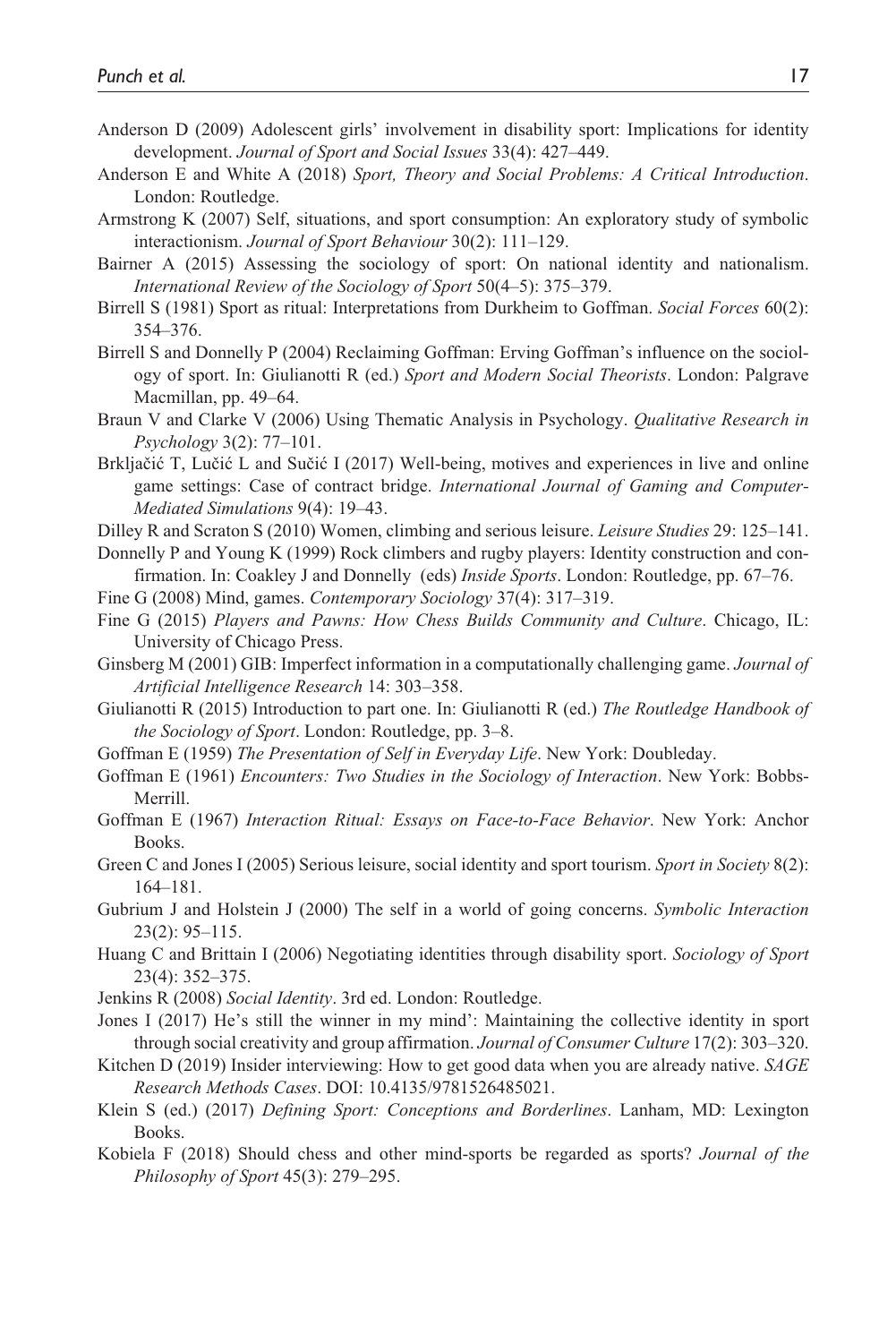Anderson D (2009) Adolescent girls' involvement in disability sport: Implications for identity development. *Journal of Sport and Social Issues* 33(4): 427–449.

Anderson E and White A (2018) *Sport, Theory and Social Problems: A Critical Introduction*. London: Routledge.

Armstrong K (2007) Self, situations, and sport consumption: An exploratory study of symbolic interactionism. *Journal of Sport Behaviour* 30(2): 111–129.

Bairner A (2015) Assessing the sociology of sport: On national identity and nationalism. *International Review of the Sociology of Sport* 50(4–5): 375–379.

Birrell S (1981) Sport as ritual: Interpretations from Durkheim to Goffman. *Social Forces* 60(2): 354–376.

Birrell S and Donnelly P (2004) Reclaiming Goffman: Erving Goffman's influence on the sociology of sport. In: Giulianotti R (ed.) *Sport and Modern Social Theorists*. London: Palgrave Macmillan, pp. 49–64.

Braun V and Clarke V (2006) Using Thematic Analysis in Psychology. *Qualitative Research in Psychology* 3(2): 77–101.

Brkljačić T, Lučić L and Sučić I (2017) Well-being, motives and experiences in live and online game settings: Case of contract bridge. *International Journal of Gaming and Computer-Mediated Simulations* 9(4): 19–43.

Dilley R and Scraton S (2010) Women, climbing and serious leisure. *Leisure Studies* 29: 125–141.

Donnelly P and Young K (1999) Rock climbers and rugby players: Identity construction and confirmation. In: Coakley J and Donnelly (eds) *Inside Sports*. London: Routledge, pp. 67–76.

Fine G (2008) Mind, games. *Contemporary Sociology* 37(4): 317–319.

Fine G (2015) *Players and Pawns: How Chess Builds Community and Culture*. Chicago, IL: University of Chicago Press.

Ginsberg M (2001) GIB: Imperfect information in a computationally challenging game. *Journal of Artificial Intelligence Research* 14: 303–358.

Giulianotti R (2015) Introduction to part one. In: Giulianotti R (ed.) *The Routledge Handbook of the Sociology of Sport*. London: Routledge, pp. 3–8.

Goffman E (1959) *The Presentation of Self in Everyday Life*. New York: Doubleday.

Goffman E (1961) *Encounters: Two Studies in the Sociology of Interaction*. New York: Bobbs-Merrill.

Goffman E (1967) *Interaction Ritual: Essays on Face-to-Face Behavior*. New York: Anchor Books.

Green C and Jones I (2005) Serious leisure, social identity and sport tourism. *Sport in Society* 8(2): 164–181.

Gubrium J and Holstein J (2000) The self in a world of going concerns. *Symbolic Interaction* 23(2): 95–115.

Huang C and Brittain I (2006) Negotiating identities through disability sport. *Sociology of Sport* 23(4): 352–375.

Jenkins R (2008) *Social Identity*. 3rd ed. London: Routledge.

Jones I (2017) He's still the winner in my mind': Maintaining the collective identity in sport through social creativity and group affirmation. *Journal of Consumer Culture* 17(2): 303–320.

Kitchen D (2019) Insider interviewing: How to get good data when you are already native. *SAGE Research Methods Cases*. DOI: 10.4135/9781526485021.

Klein S (ed.) (2017) *Defining Sport: Conceptions and Borderlines*. Lanham, MD: Lexington Books.

Kobiela F (2018) Should chess and other mind-sports be regarded as sports? *Journal of the Philosophy of Sport* 45(3): 279–295.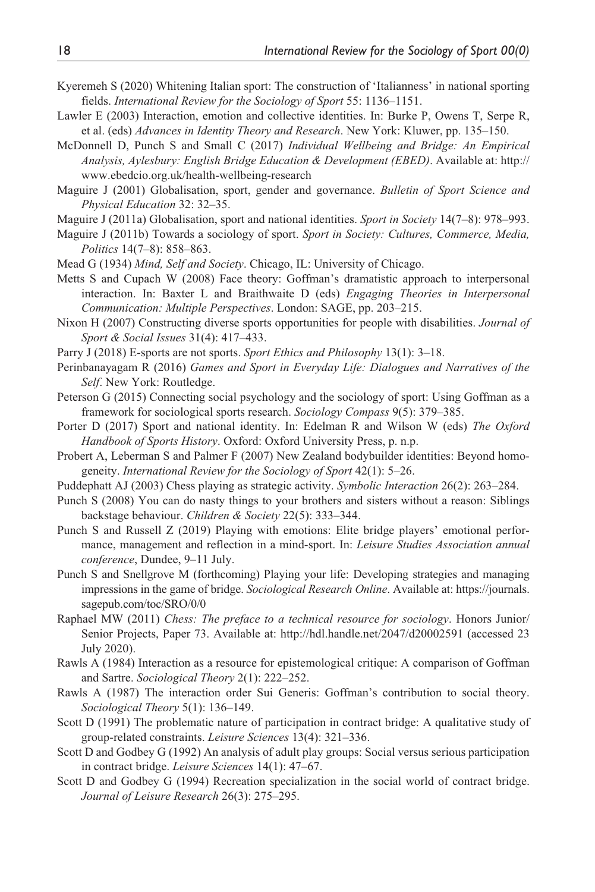Kyeremeh S (2020) Whitening Italian sport: The construction of 'Italianness' in national sporting fields. *International Review for the Sociology of Sport* 55: 1136–1151.

Lawler E (2003) Interaction, emotion and collective identities. In: Burke P, Owens T, Serpe R, et al. (eds) *Advances in Identity Theory and Research*. New York: Kluwer, pp. 135–150.

McDonnell D, Punch S and Small C (2017) *Individual Wellbeing and Bridge: An Empirical Analysis, Aylesbury: English Bridge Education & Development (EBED)*. Available at: http://www.ebedcio.org.uk/health-wellbeing-research

Maguire J (2001) Globalisation, sport, gender and governance. *Bulletin of Sport Science and Physical Education* 32: 32–35.

Maguire J (2011a) Globalisation, sport and national identities. *Sport in Society* 14(7–8): 978–993.

Maguire J (2011b) Towards a sociology of sport. *Sport in Society: Cultures, Commerce, Media, Politics* 14(7–8): 858–863.

Mead G (1934) *Mind, Self and Society*. Chicago, IL: University of Chicago.

Metts S and Cupach W (2008) Face theory: Goffman's dramatistic approach to interpersonal interaction. In: Baxter L and Braithwaite D (eds) *Engaging Theories in Interpersonal Communication: Multiple Perspectives*. London: SAGE, pp. 203–215.

Nixon H (2007) Constructing diverse sports opportunities for people with disabilities. *Journal of Sport & Social Issues* 31(4): 417–433.

Parry J (2018) E-sports are not sports. *Sport Ethics and Philosophy* 13(1): 3–18.

Perinbanayagam R (2016) *Games and Sport in Everyday Life: Dialogues and Narratives of the Self*. New York: Routledge.

Peterson G (2015) Connecting social psychology and the sociology of sport: Using Goffman as a framework for sociological sports research. *Sociology Compass* 9(5): 379–385.

Porter D (2017) Sport and national identity. In: Edelman R and Wilson W (eds) *The Oxford Handbook of Sports History*. Oxford: Oxford University Press, p. n.p.

Probert A, Leberman S and Palmer F (2007) New Zealand bodybuilder identities: Beyond homogeneity. *International Review for the Sociology of Sport* 42(1): 5–26.

Puddephatt AJ (2003) Chess playing as strategic activity. *Symbolic Interaction* 26(2): 263–284.

Punch S (2008) You can do nasty things to your brothers and sisters without a reason: Siblings backstage behaviour. *Children & Society* 22(5): 333–344.

Punch S and Russell Z (2019) Playing with emotions: Elite bridge players' emotional performance, management and reflection in a mind-sport. In: *Leisure Studies Association annual conference*, Dundee, 9–11 July.

Punch S and Snellgrove M (forthcoming) Playing your life: Developing strategies and managing impressions in the game of bridge. *Sociological Research Online*. Available at: https://journals.sagepub.com/toc/SRO/0/0

Raphael MW (2011) *Chess: The preface to a technical resource for sociology*. Honors Junior/Senior Projects, Paper 73. Available at: http://hdl.handle.net/2047/d20002591 (accessed 23 July 2020).

Rawls A (1984) Interaction as a resource for epistemological critique: A comparison of Goffman and Sartre. *Sociological Theory* 2(1): 222–252.

Rawls A (1987) The interaction order Sui Generis: Goffman's contribution to social theory. *Sociological Theory* 5(1): 136–149.

Scott D (1991) The problematic nature of participation in contract bridge: A qualitative study of group-related constraints. *Leisure Sciences* 13(4): 321–336.

Scott D and Godbey G (1992) An analysis of adult play groups: Social versus serious participation in contract bridge. *Leisure Sciences* 14(1): 47–67.

Scott D and Godbey G (1994) Recreation specialization in the social world of contract bridge. *Journal of Leisure Research* 26(3): 275–295.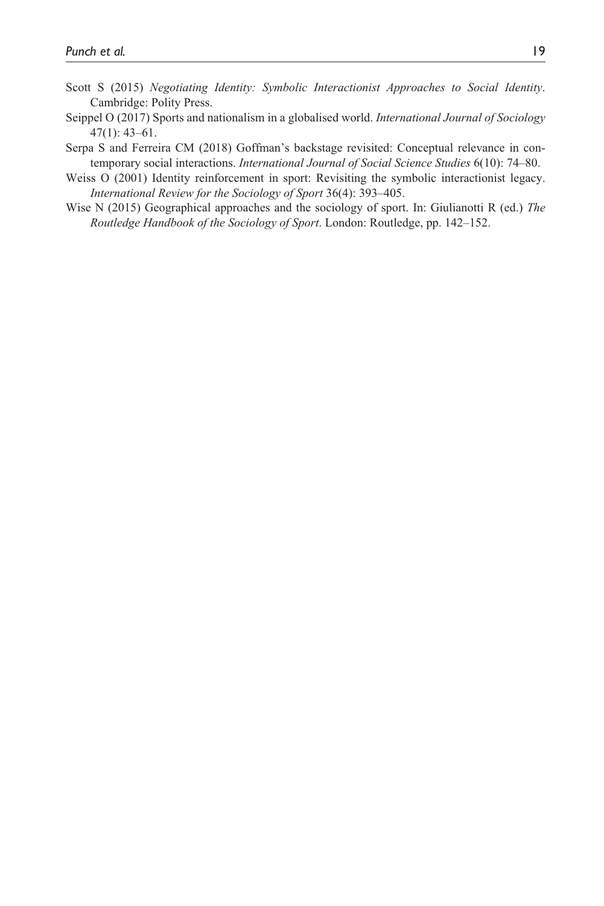Scott S (2015) *Negotiating Identity: Symbolic Interactionist Approaches to Social Identity*. Cambridge: Polity Press.

Seippel O (2017) Sports and nationalism in a globalised world. *International Journal of Sociology* 47(1): 43–61.

Serpa S and Ferreira CM (2018) Goffman's backstage revisited: Conceptual relevance in contemporary social interactions. *International Journal of Social Science Studies* 6(10): 74–80.

Weiss O (2001) Identity reinforcement in sport: Revisiting the symbolic interactionist legacy. *International Review for the Sociology of Sport* 36(4): 393–405.

Wise N (2015) Geographical approaches and the sociology of sport. In: Giulianotti R (ed.) *The Routledge Handbook of the Sociology of Sport*. London: Routledge, pp. 142–152.